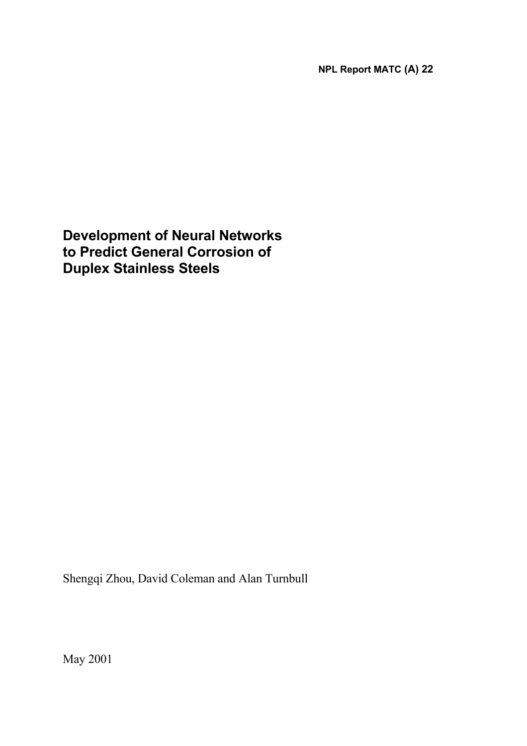NPL Report MATC (A) 22

# Development of Neural Networks to Predict General Corrosion of Duplex Stainless Steels

Shengqi Zhou, David Coleman and Alan Turnbull

May 2001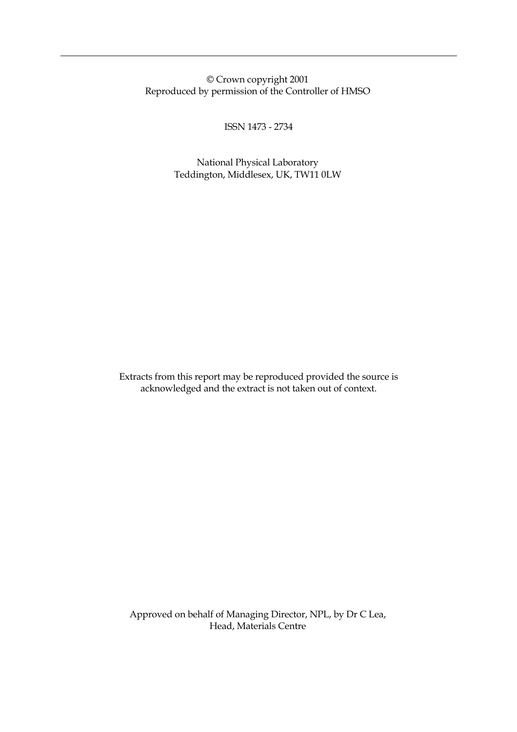© Crown copyright 2001
Reproduced by permission of the Controller of HMSO

ISSN 1473 - 2734

National Physical Laboratory
Teddington, Middlesex, UK, TW11 0LW

Extracts from this report may be reproduced provided the source is acknowledged and the extract is not taken out of context.

Approved on behalf of Managing Director, NPL, by Dr C Lea,
Head, Materials Centre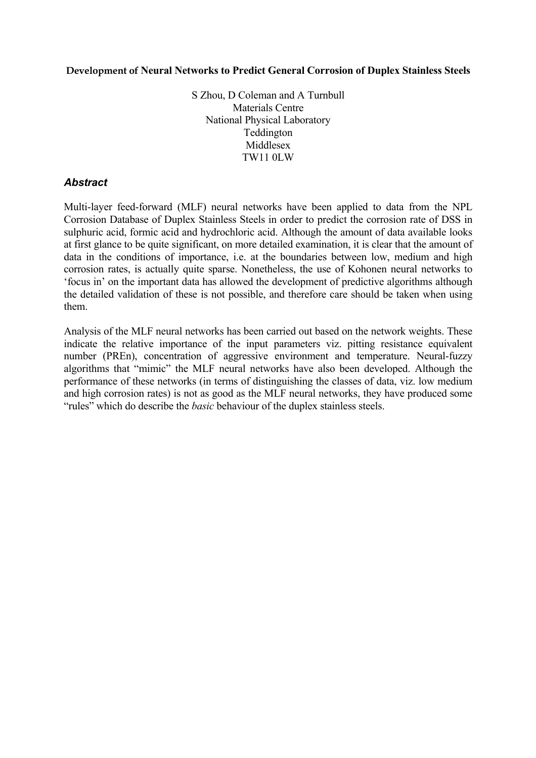**Development of Neural Networks to Predict General Corrosion of Duplex Stainless Steels**

S Zhou, D Coleman and A Turnbull
Materials Centre
National Physical Laboratory
Teddington
Middlesex
TW11 0LW

### *Abstract*

Multi-layer feed-forward (MLF) neural networks have been applied to data from the NPL Corrosion Database of Duplex Stainless Steels in order to predict the corrosion rate of DSS in sulphuric acid, formic acid and hydrochloric acid. Although the amount of data available looks at first glance to be quite significant, on more detailed examination, it is clear that the amount of data in the conditions of importance, i.e. at the boundaries between low, medium and high corrosion rates, is actually quite sparse. Nonetheless, the use of Kohonen neural networks to 'focus in' on the important data has allowed the development of predictive algorithms although the detailed validation of these is not possible, and therefore care should be taken when using them.

Analysis of the MLF neural networks has been carried out based on the network weights. These indicate the relative importance of the input parameters viz. pitting resistance equivalent number (PREn), concentration of aggressive environment and temperature. Neural-fuzzy algorithms that "mimic" the MLF neural networks have also been developed. Although the performance of these networks (in terms of distinguishing the classes of data, viz. low medium and high corrosion rates) is not as good as the MLF neural networks, they have produced some "rules" which do describe the *basic* behaviour of the duplex stainless steels.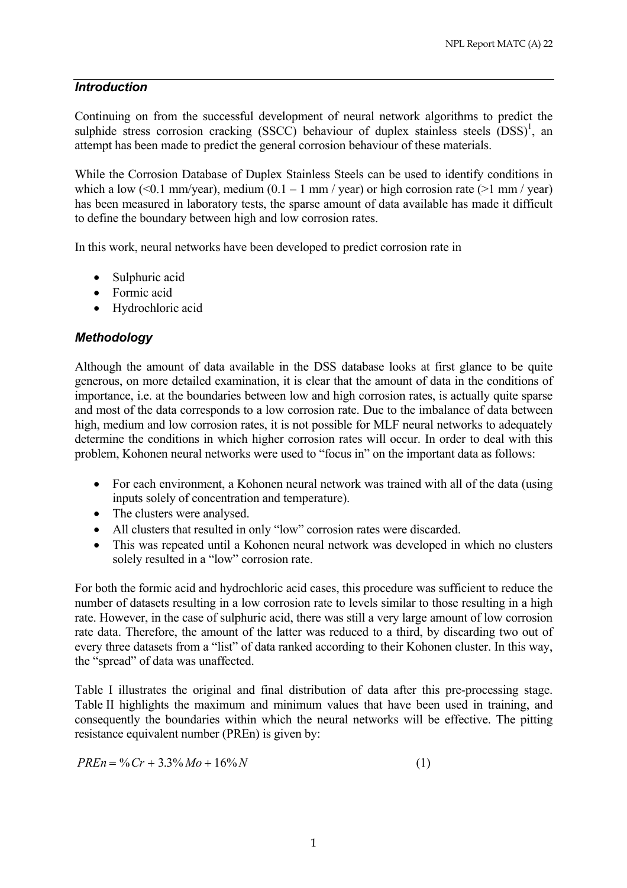## *Introduction*

Continuing on from the successful development of neural network algorithms to predict the sulphide stress corrosion cracking (SSCC) behaviour of duplex stainless steels (DSS)[1], an attempt has been made to predict the general corrosion behaviour of these materials.

While the Corrosion Database of Duplex Stainless Steels can be used to identify conditions in which a low (<0.1 mm/year), medium (0.1 – 1 mm / year) or high corrosion rate (>1 mm / year) has been measured in laboratory tests, the sparse amount of data available has made it difficult to define the boundary between high and low corrosion rates.

In this work, neural networks have been developed to predict corrosion rate in

- Sulphuric acid
- Formic acid
- Hydrochloric acid

## *Methodology*

Although the amount of data available in the DSS database looks at first glance to be quite generous, on more detailed examination, it is clear that the amount of data in the conditions of importance, i.e. at the boundaries between low and high corrosion rates, is actually quite sparse and most of the data corresponds to a low corrosion rate. Due to the imbalance of data between high, medium and low corrosion rates, it is not possible for MLF neural networks to adequately determine the conditions in which higher corrosion rates will occur. In order to deal with this problem, Kohonen neural networks were used to "focus in" on the important data as follows:

- For each environment, a Kohonen neural network was trained with all of the data (using inputs solely of concentration and temperature).
- The clusters were analysed.
- All clusters that resulted in only "low" corrosion rates were discarded.
- This was repeated until a Kohonen neural network was developed in which no clusters solely resulted in a "low" corrosion rate.

For both the formic acid and hydrochloric acid cases, this procedure was sufficient to reduce the number of datasets resulting in a low corrosion rate to levels similar to those resulting in a high rate. However, in the case of sulphuric acid, there was still a very large amount of low corrosion rate data. Therefore, the amount of the latter was reduced to a third, by discarding two out of every three datasets from a "list" of data ranked according to their Kohonen cluster. In this way, the "spread" of data was unaffected.

Table I illustrates the original and final distribution of data after this pre-processing stage. Table II highlights the maximum and minimum values that have been used in training, and consequently the boundaries within which the neural networks will be effective. The pitting resistance equivalent number (PREn) is given by:

$$PREn = \%Cr + 3.3\%Mo + 16\%N \qquad (1)$$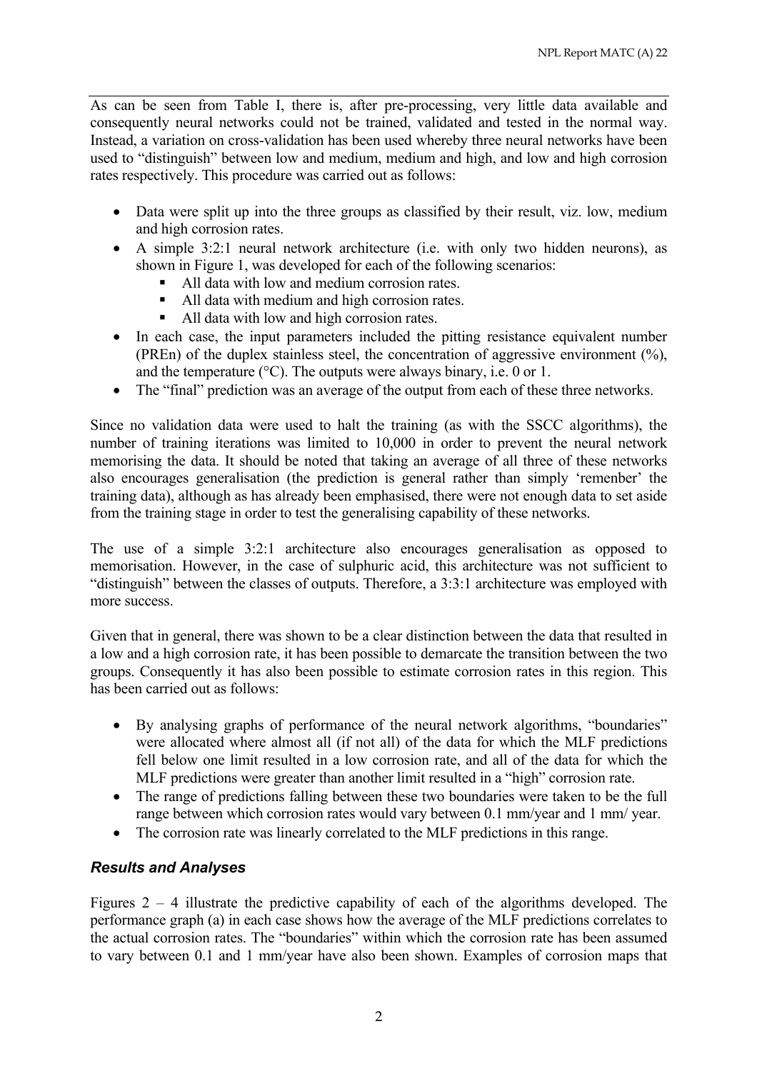As can be seen from Table I, there is, after pre-processing, very little data available and consequently neural networks could not be trained, validated and tested in the normal way. Instead, a variation on cross-validation has been used whereby three neural networks have been used to "distinguish" between low and medium, medium and high, and low and high corrosion rates respectively. This procedure was carried out as follows:

- Data were split up into the three groups as classified by their result, viz. low, medium and high corrosion rates.
- A simple 3:2:1 neural network architecture (i.e. with only two hidden neurons), as shown in Figure 1, was developed for each of the following scenarios:
  - All data with low and medium corrosion rates.
  - All data with medium and high corrosion rates.
  - All data with low and high corrosion rates.
- In each case, the input parameters included the pitting resistance equivalent number (PREn) of the duplex stainless steel, the concentration of aggressive environment (%), and the temperature (°C). The outputs were always binary, i.e. 0 or 1.
- The "final" prediction was an average of the output from each of these three networks.

Since no validation data were used to halt the training (as with the SSCC algorithms), the number of training iterations was limited to 10,000 in order to prevent the neural network memorising the data. It should be noted that taking an average of all three of these networks also encourages generalisation (the prediction is general rather than simply 'remenber' the training data), although as has already been emphasised, there were not enough data to set aside from the training stage in order to test the generalising capability of these networks.

The use of a simple 3:2:1 architecture also encourages generalisation as opposed to memorisation. However, in the case of sulphuric acid, this architecture was not sufficient to "distinguish" between the classes of outputs. Therefore, a 3:3:1 architecture was employed with more success.

Given that in general, there was shown to be a clear distinction between the data that resulted in a low and a high corrosion rate, it has been possible to demarcate the transition between the two groups. Consequently it has also been possible to estimate corrosion rates in this region. This has been carried out as follows:

- By analysing graphs of performance of the neural network algorithms, "boundaries" were allocated where almost all (if not all) of the data for which the MLF predictions fell below one limit resulted in a low corrosion rate, and all of the data for which the MLF predictions were greater than another limit resulted in a "high" corrosion rate.
- The range of predictions falling between these two boundaries were taken to be the full range between which corrosion rates would vary between 0.1 mm/year and 1 mm/ year.
- The corrosion rate was linearly correlated to the MLF predictions in this range.

### *Results and Analyses*

Figures 2 – 4 illustrate the predictive capability of each of the algorithms developed. The performance graph (a) in each case shows how the average of the MLF predictions correlates to the actual corrosion rates. The "boundaries" within which the corrosion rate has been assumed to vary between 0.1 and 1 mm/year have also been shown. Examples of corrosion maps that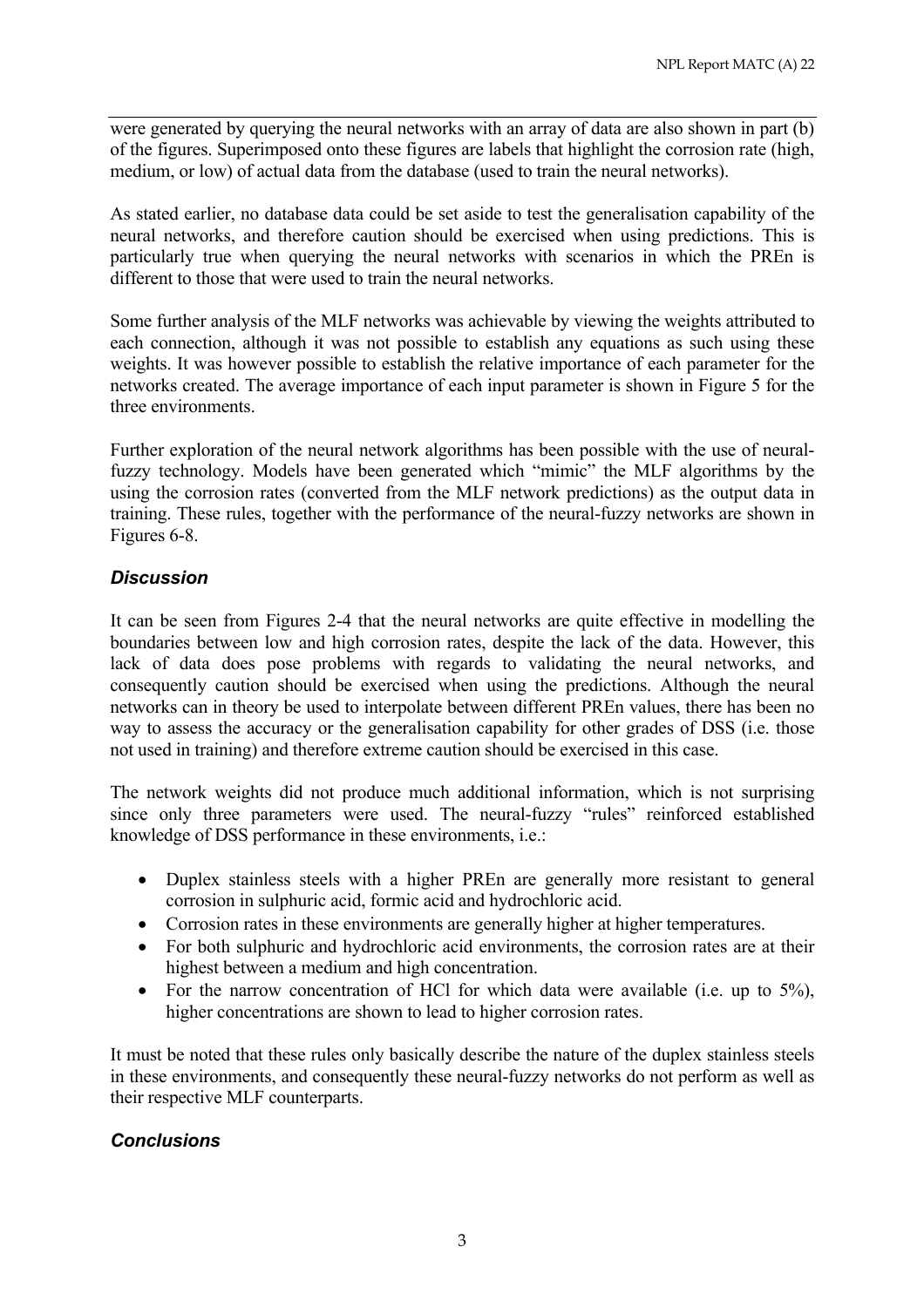were generated by querying the neural networks with an array of data are also shown in part (b) of the figures. Superimposed onto these figures are labels that highlight the corrosion rate (high, medium, or low) of actual data from the database (used to train the neural networks).

As stated earlier, no database data could be set aside to test the generalisation capability of the neural networks, and therefore caution should be exercised when using predictions. This is particularly true when querying the neural networks with scenarios in which the PREn is different to those that were used to train the neural networks.

Some further analysis of the MLF networks was achievable by viewing the weights attributed to each connection, although it was not possible to establish any equations as such using these weights. It was however possible to establish the relative importance of each parameter for the networks created. The average importance of each input parameter is shown in Figure 5 for the three environments.

Further exploration of the neural network algorithms has been possible with the use of neural-fuzzy technology. Models have been generated which "mimic" the MLF algorithms by the using the corrosion rates (converted from the MLF network predictions) as the output data in training. These rules, together with the performance of the neural-fuzzy networks are shown in Figures 6-8.

### *Discussion*

It can be seen from Figures 2-4 that the neural networks are quite effective in modelling the boundaries between low and high corrosion rates, despite the lack of the data. However, this lack of data does pose problems with regards to validating the neural networks, and consequently caution should be exercised when using the predictions. Although the neural networks can in theory be used to interpolate between different PREn values, there has been no way to assess the accuracy or the generalisation capability for other grades of DSS (i.e. those not used in training) and therefore extreme caution should be exercised in this case.

The network weights did not produce much additional information, which is not surprising since only three parameters were used. The neural-fuzzy "rules" reinforced established knowledge of DSS performance in these environments, i.e.:

- Duplex stainless steels with a higher PREn are generally more resistant to general corrosion in sulphuric acid, formic acid and hydrochloric acid.
- Corrosion rates in these environments are generally higher at higher temperatures.
- For both sulphuric and hydrochloric acid environments, the corrosion rates are at their highest between a medium and high concentration.
- For the narrow concentration of HCl for which data were available (i.e. up to 5%), higher concentrations are shown to lead to higher corrosion rates.

It must be noted that these rules only basically describe the nature of the duplex stainless steels in these environments, and consequently these neural-fuzzy networks do not perform as well as their respective MLF counterparts.

### *Conclusions*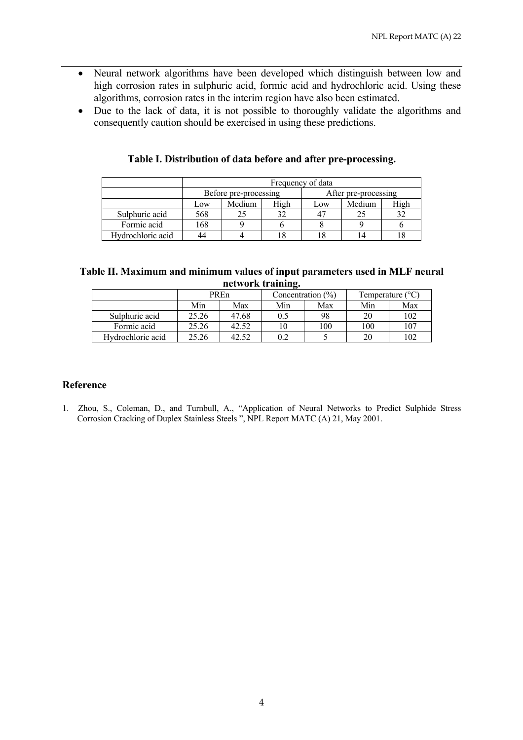- Neural network algorithms have been developed which distinguish between low and high corrosion rates in sulphuric acid, formic acid and hydrochloric acid. Using these algorithms, corrosion rates in the interim region have also been estimated.
- Due to the lack of data, it is not possible to thoroughly validate the algorithms and consequently caution should be exercised in using these predictions.

**Table I. Distribution of data before and after pre-processing.**

| | Frequency of data | | | | | |
|---|---|---|---|---|---|---|
| | Before pre-processing | | | After pre-processing | | |
| | Low | Medium | High | Low | Medium | High |
| Sulphuric acid | 568 | 25 | 32 | 47 | 25 | 32 |
| Formic acid | 168 | 9 | 6 | 8 | 9 | 6 |
| Hydrochloric acid | 44 | 4 | 18 | 18 | 14 | 18 |

**Table II. Maximum and minimum values of input parameters used in MLF neural network training.**

| | PREn | | Concentration (%) | | Temperature (°C) | |
|---|---|---|---|---|---|---|
| | Min | Max | Min | Max | Min | Max |
| Sulphuric acid | 25.26 | 47.68 | 0.5 | 98 | 20 | 102 |
| Formic acid | 25.26 | 42.52 | 10 | 100 | 100 | 107 |
| Hydrochloric acid | 25.26 | 42.52 | 0.2 | 5 | 20 | 102 |

## Reference

1. Zhou, S., Coleman, D., and Turnbull, A., "Application of Neural Networks to Predict Sulphide Stress Corrosion Cracking of Duplex Stainless Steels ", NPL Report MATC (A) 21, May 2001.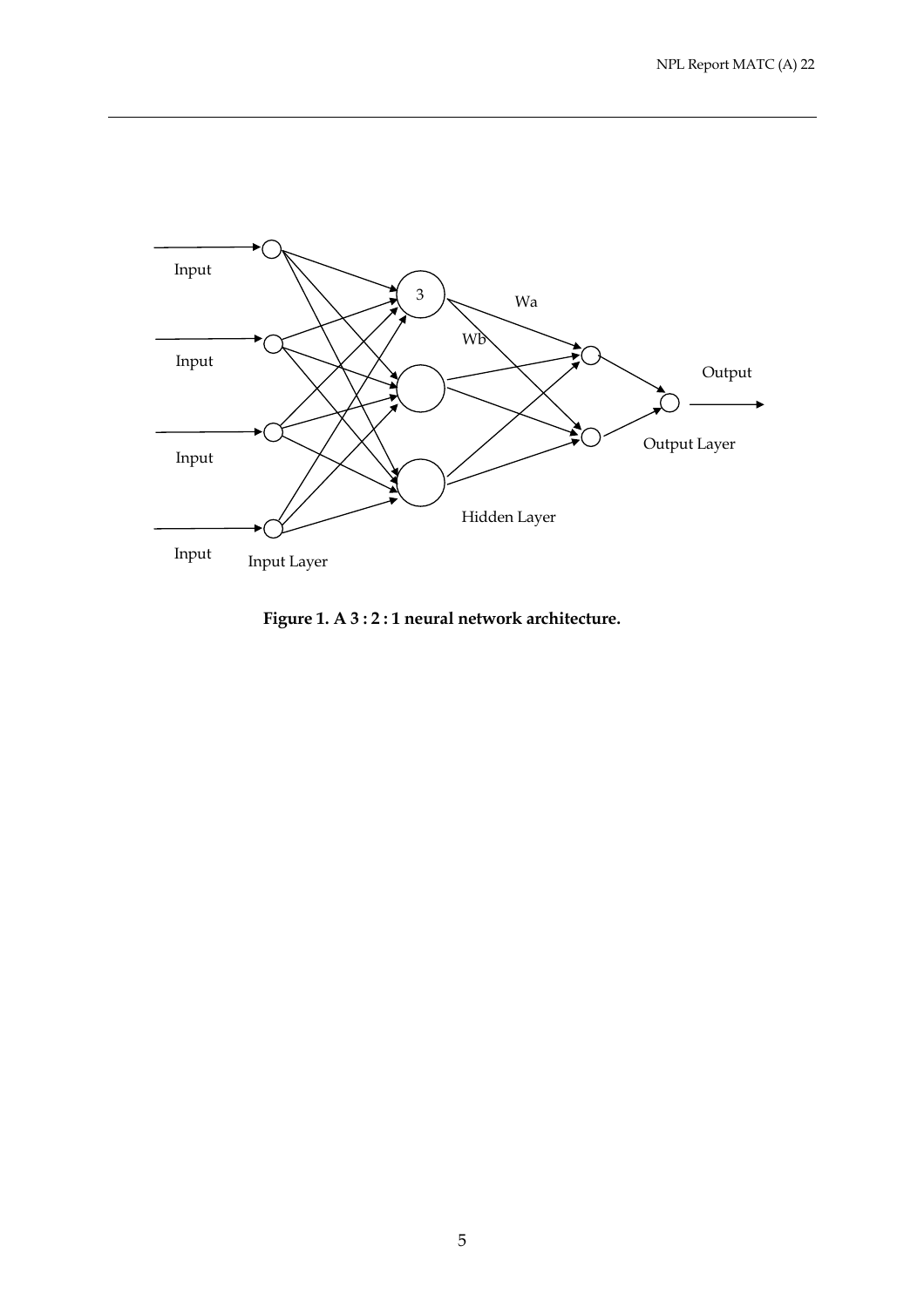**Figure 1. A 3 : 2 : 1 neural network architecture.**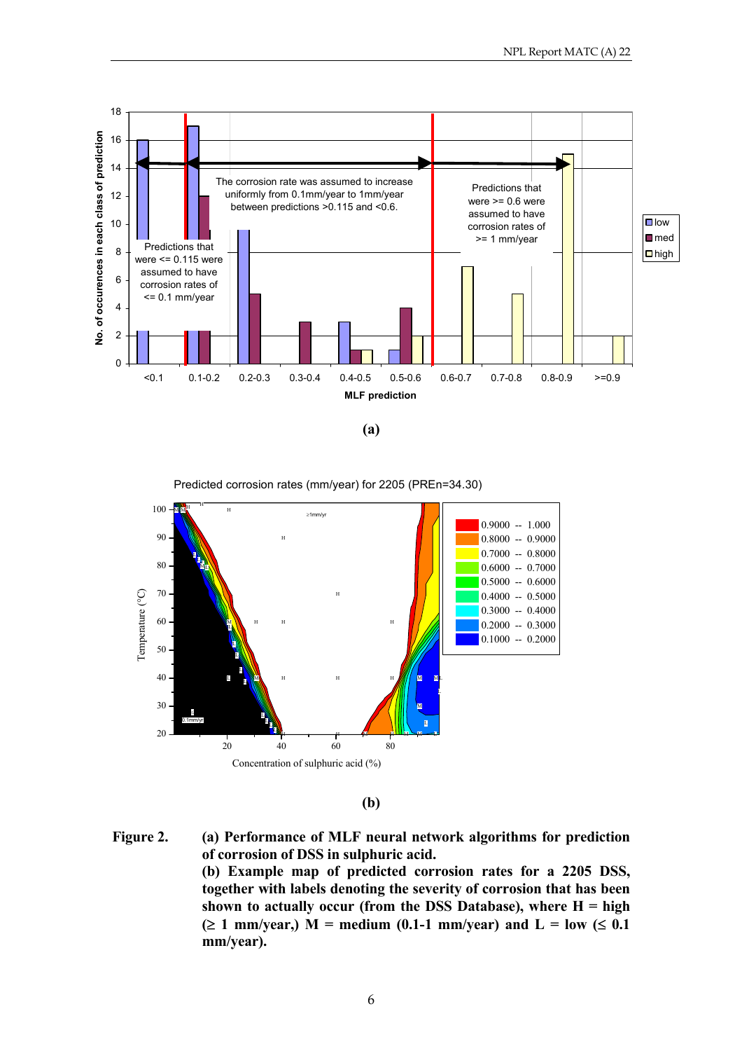**(a)**

**(b)**

**Figure 2.** **(a) Performance of MLF neural network algorithms for prediction of corrosion of DSS in sulphuric acid.**
**(b) Example map of predicted corrosion rates for a 2205 DSS, together with labels denoting the severity of corrosion that has been shown to actually occur (from the DSS Database), where H = high (≥ 1 mm/year,) M = medium (0.1-1 mm/year) and L = low (≤ 0.1 mm/year).**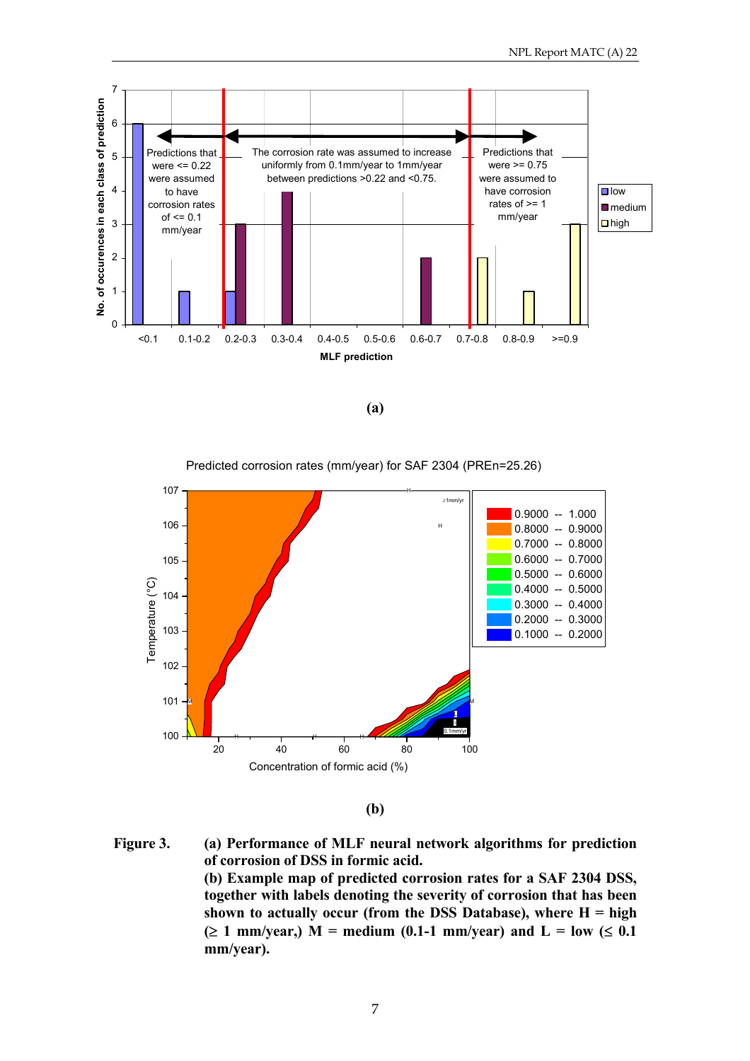**(a)**

**(b)**

**Figure 3.** **(a) Performance of MLF neural network algorithms for prediction of corrosion of DSS in formic acid.**
**(b) Example map of predicted corrosion rates for a SAF 2304 DSS, together with labels denoting the severity of corrosion that has been shown to actually occur (from the DSS Database), where H = high (≥ 1 mm/year,) M = medium (0.1-1 mm/year) and L = low (≤ 0.1 mm/year).**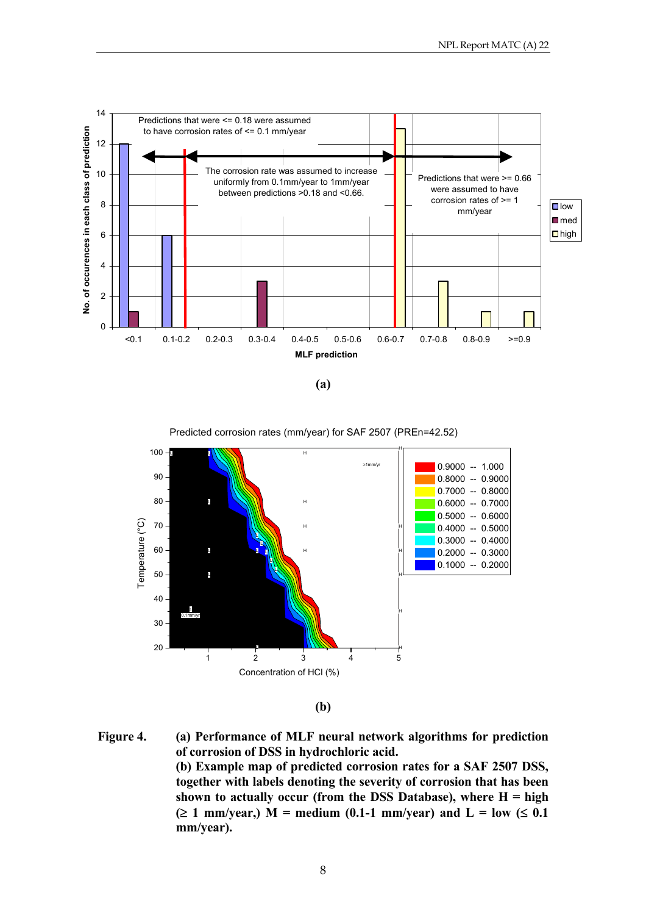**(a)**

**(b)**

**Figure 4.** **(a) Performance of MLF neural network algorithms for prediction of corrosion of DSS in hydrochloric acid.**
**(b) Example map of predicted corrosion rates for a SAF 2507 DSS, together with labels denoting the severity of corrosion that has been shown to actually occur (from the DSS Database), where H = high (≥ 1 mm/year,) M = medium (0.1-1 mm/year) and L = low (≤ 0.1 mm/year).**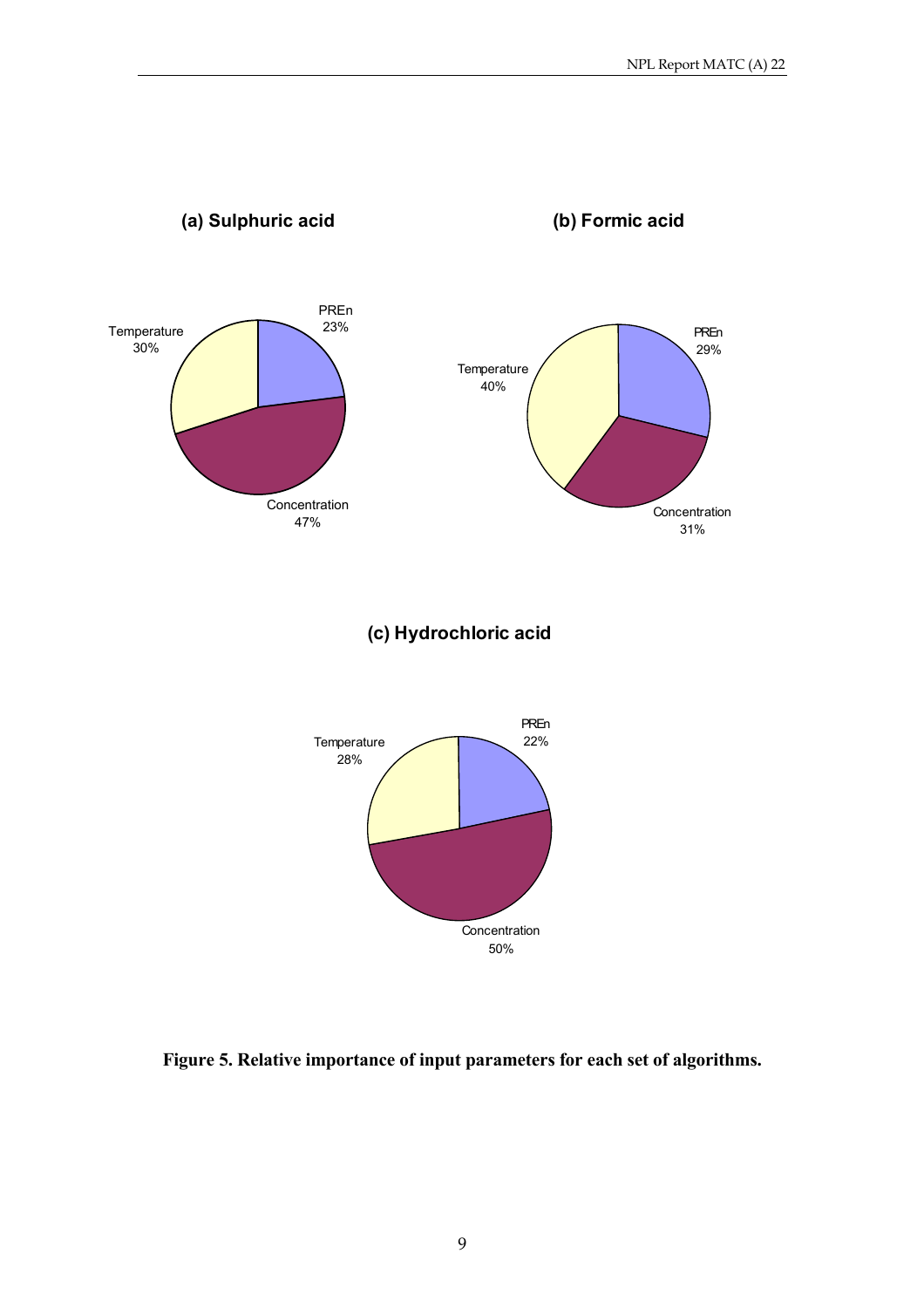**(a) Sulphuric acid**

Temperature 30%

PREn 23%

Concentration 47%

**(b) Formic acid**

Temperature 40%

PREn 29%

Concentration 31%

**(c) Hydrochloric acid**

Temperature 28%

PREn 22%

Concentration 50%

**Figure 5. Relative importance of input parameters for each set of algorithms.**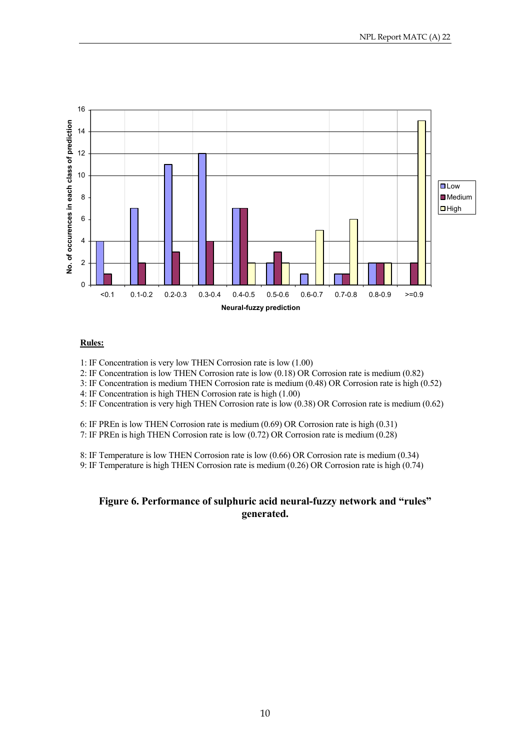**Rules:**

1: IF Concentration is very low THEN Corrosion rate is low (1.00)
2: IF Concentration is low THEN Corrosion rate is low (0.18) OR Corrosion rate is medium (0.82)
3: IF Concentration is medium THEN Corrosion rate is medium (0.48) OR Corrosion rate is high (0.52)
4: IF Concentration is high THEN Corrosion rate is high (1.00)
5: IF Concentration is very high THEN Corrosion rate is low (0.38) OR Corrosion rate is medium (0.62)

6: IF PREn is low THEN Corrosion rate is medium (0.69) OR Corrosion rate is high (0.31)
7: IF PREn is high THEN Corrosion rate is low (0.72) OR Corrosion rate is medium (0.28)

8: IF Temperature is low THEN Corrosion rate is low (0.66) OR Corrosion rate is medium (0.34)
9: IF Temperature is high THEN Corrosion rate is medium (0.26) OR Corrosion rate is high (0.74)

**Figure 6. Performance of sulphuric acid neural-fuzzy network and "rules" generated.**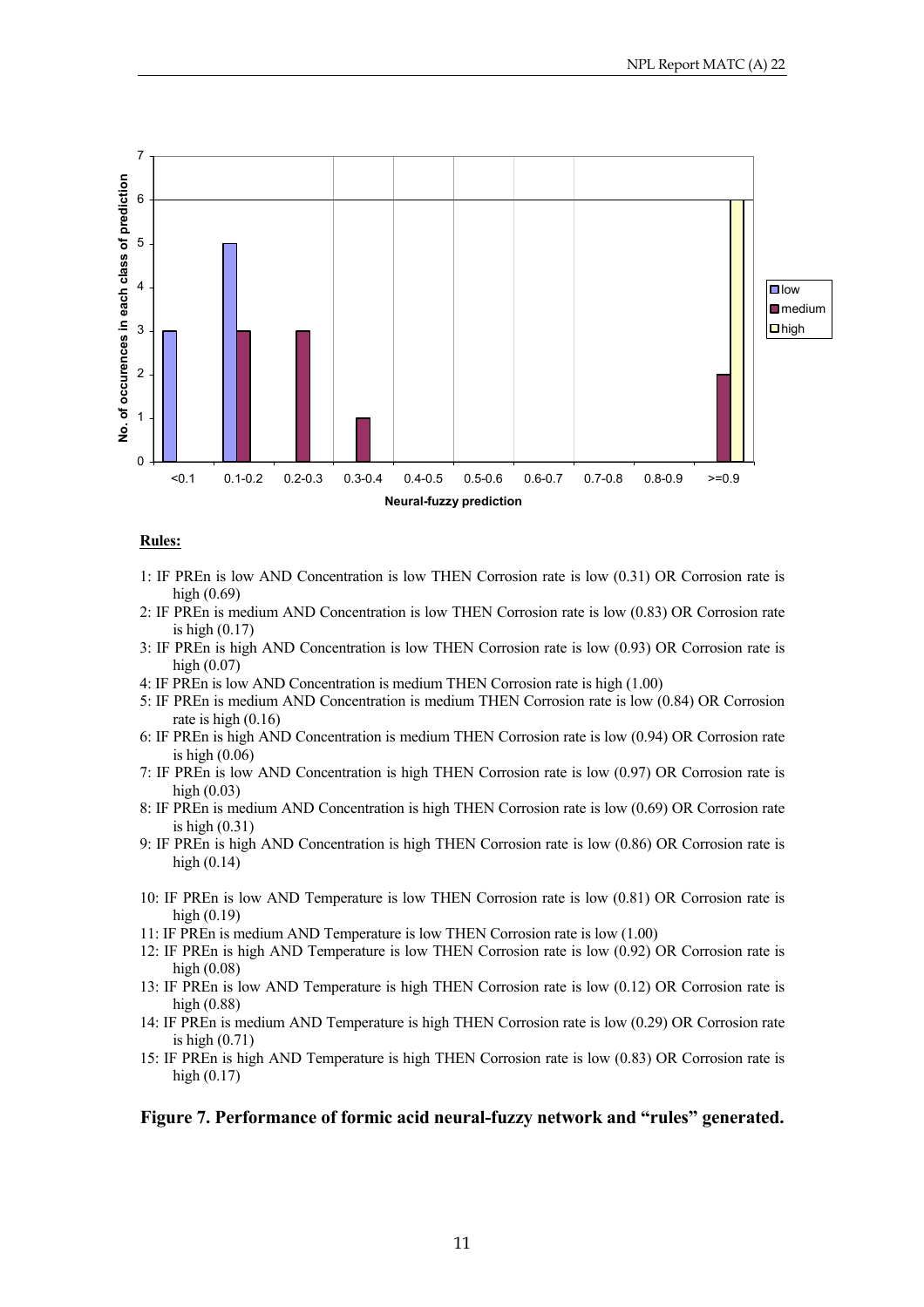**Rules:**

1: IF PREn is low AND Concentration is low THEN Corrosion rate is low (0.31) OR Corrosion rate is high (0.69)

2: IF PREn is medium AND Concentration is low THEN Corrosion rate is low (0.83) OR Corrosion rate is high (0.17)

3: IF PREn is high AND Concentration is low THEN Corrosion rate is low (0.93) OR Corrosion rate is high (0.07)

4: IF PREn is low AND Concentration is medium THEN Corrosion rate is high (1.00)

5: IF PREn is medium AND Concentration is medium THEN Corrosion rate is low (0.84) OR Corrosion rate is high (0.16)

6: IF PREn is high AND Concentration is medium THEN Corrosion rate is low (0.94) OR Corrosion rate is high (0.06)

7: IF PREn is low AND Concentration is high THEN Corrosion rate is low (0.97) OR Corrosion rate is high (0.03)

8: IF PREn is medium AND Concentration is high THEN Corrosion rate is low (0.69) OR Corrosion rate is high (0.31)

9: IF PREn is high AND Concentration is high THEN Corrosion rate is low (0.86) OR Corrosion rate is high (0.14)

10: IF PREn is low AND Temperature is low THEN Corrosion rate is low (0.81) OR Corrosion rate is high (0.19)

11: IF PREn is medium AND Temperature is low THEN Corrosion rate is low (1.00)

12: IF PREn is high AND Temperature is low THEN Corrosion rate is low (0.92) OR Corrosion rate is high (0.08)

13: IF PREn is low AND Temperature is high THEN Corrosion rate is low (0.12) OR Corrosion rate is high (0.88)

14: IF PREn is medium AND Temperature is high THEN Corrosion rate is low (0.29) OR Corrosion rate is high (0.71)

15: IF PREn is high AND Temperature is high THEN Corrosion rate is low (0.83) OR Corrosion rate is high (0.17)

**Figure 7. Performance of formic acid neural-fuzzy network and "rules" generated.**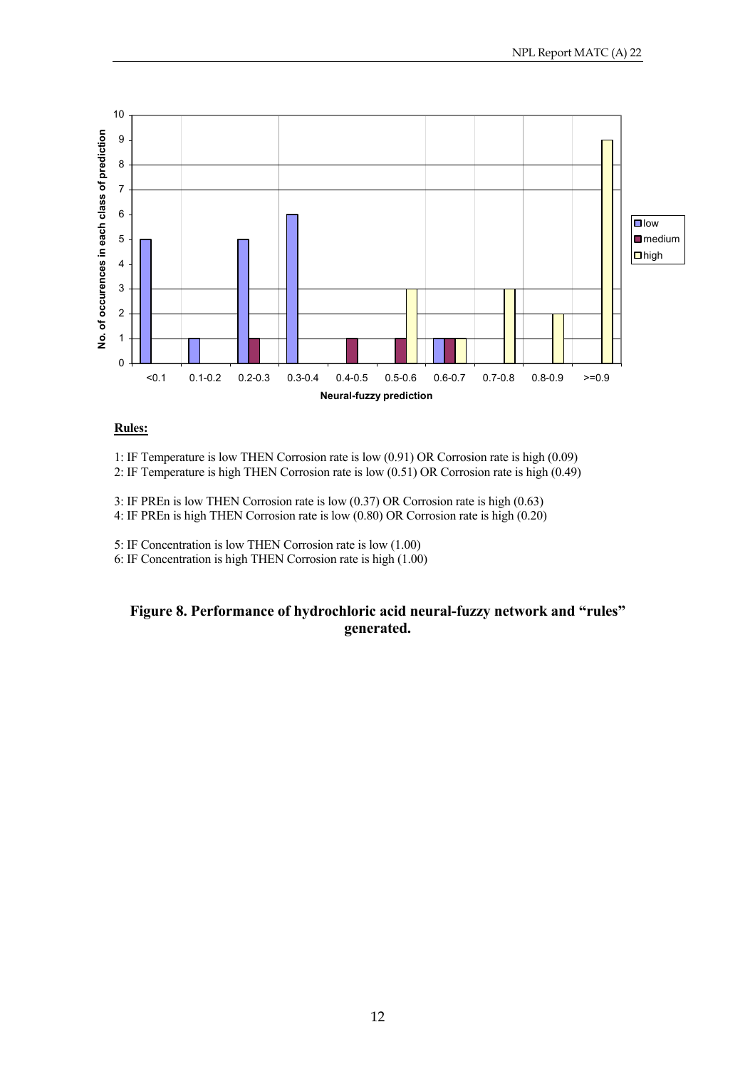10
9
8
7
6
5
4
3
2
1
0

No. of occurences in each class of prediction

<0.1
0.1-0.2
0.2-0.3
0.3-0.4
0.4-0.5
0.5-0.6
0.6-0.7
0.7-0.8
0.8-0.9
>=0.9

Neural-fuzzy prediction

low
medium
high

**Rules:**

1: IF Temperature is low THEN Corrosion rate is low (0.91) OR Corrosion rate is high (0.09)
2: IF Temperature is high THEN Corrosion rate is low (0.51) OR Corrosion rate is high (0.49)

3: IF PREn is low THEN Corrosion rate is low (0.37) OR Corrosion rate is high (0.63)
4: IF PREn is high THEN Corrosion rate is low (0.80) OR Corrosion rate is high (0.20)

5: IF Concentration is low THEN Corrosion rate is low (1.00)
6: IF Concentration is high THEN Corrosion rate is high (1.00)

**Figure 8. Performance of hydrochloric acid neural-fuzzy network and "rules" generated.**